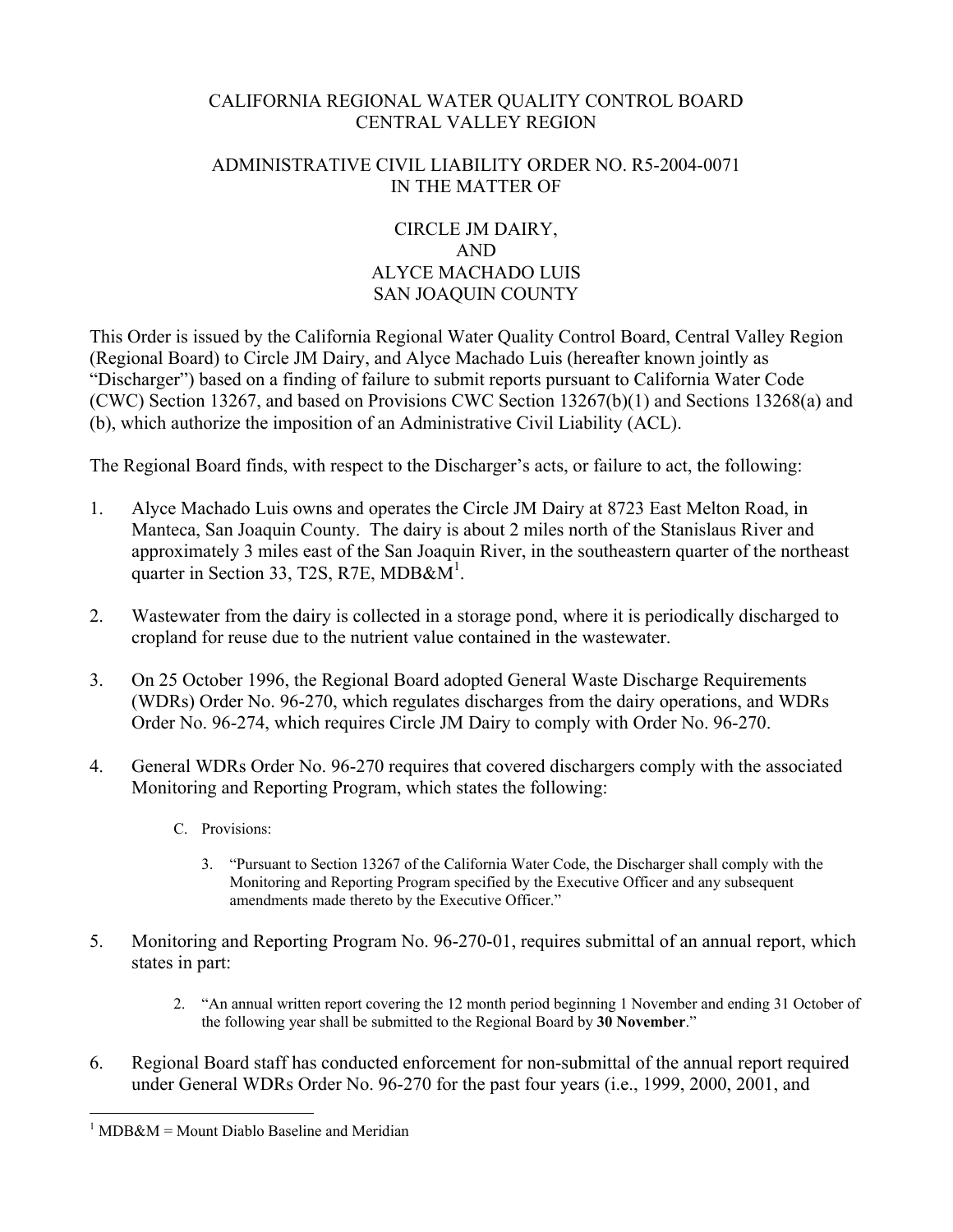CALIFORNIA REGIONAL WATER QUALITY CONTROL BOARD
CENTRAL VALLEY REGION

ADMINISTRATIVE CIVIL LIABILITY ORDER NO. R5-2004-0071
IN THE MATTER OF

CIRCLE JM DAIRY,
AND
ALYCE MACHADO LUIS
SAN JOAQUIN COUNTY

This Order is issued by the California Regional Water Quality Control Board, Central Valley Region (Regional Board) to Circle JM Dairy, and Alyce Machado Luis (hereafter known jointly as "Discharger") based on a finding of failure to submit reports pursuant to California Water Code (CWC) Section 13267, and based on Provisions CWC Section 13267(b)(1) and Sections 13268(a) and (b), which authorize the imposition of an Administrative Civil Liability (ACL).

The Regional Board finds, with respect to the Discharger's acts, or failure to act, the following:

1. Alyce Machado Luis owns and operates the Circle JM Dairy at 8723 East Melton Road, in Manteca, San Joaquin County. The dairy is about 2 miles north of the Stanislaus River and approximately 3 miles east of the San Joaquin River, in the southeastern quarter of the northeast quarter in Section 33, T2S, R7E, MDB&M[1].

2. Wastewater from the dairy is collected in a storage pond, where it is periodically discharged to cropland for reuse due to the nutrient value contained in the wastewater.

3. On 25 October 1996, the Regional Board adopted General Waste Discharge Requirements (WDRs) Order No. 96-270, which regulates discharges from the dairy operations, and WDRs Order No. 96-274, which requires Circle JM Dairy to comply with Order No. 96-270.

4. General WDRs Order No. 96-270 requires that covered dischargers comply with the associated Monitoring and Reporting Program, which states the following:

   C. Provisions:

      3. "Pursuant to Section 13267 of the California Water Code, the Discharger shall comply with the Monitoring and Reporting Program specified by the Executive Officer and any subsequent amendments made thereto by the Executive Officer."

5. Monitoring and Reporting Program No. 96-270-01, requires submittal of an annual report, which states in part:

      2. "An annual written report covering the 12 month period beginning 1 November and ending 31 October of the following year shall be submitted to the Regional Board by **30 November**."

6. Regional Board staff has conducted enforcement for non-submittal of the annual report required under General WDRs Order No. 96-270 for the past four years (i.e., 1999, 2000, 2001, and

[1] MDB&M = Mount Diablo Baseline and Meridian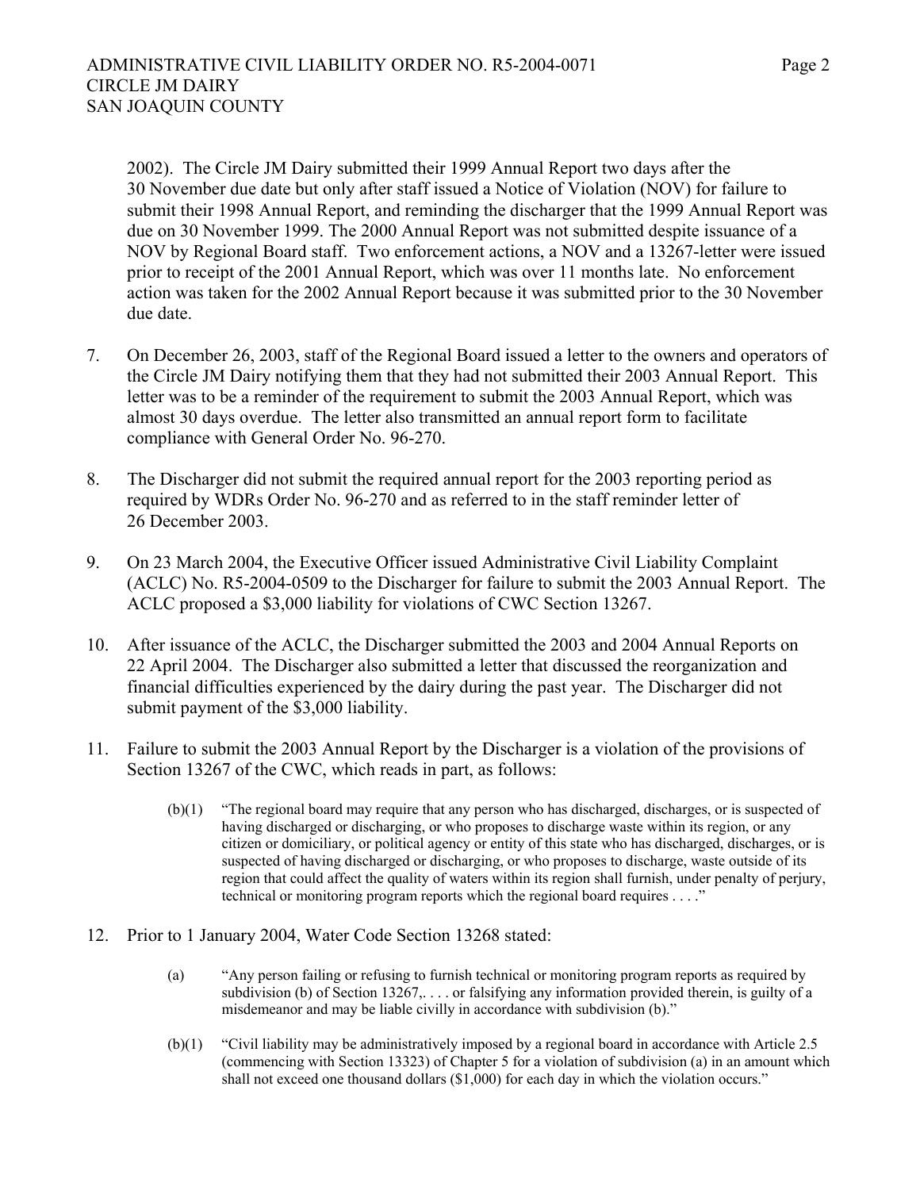2002). The Circle JM Dairy submitted their 1999 Annual Report two days after the 30 November due date but only after staff issued a Notice of Violation (NOV) for failure to submit their 1998 Annual Report, and reminding the discharger that the 1999 Annual Report was due on 30 November 1999. The 2000 Annual Report was not submitted despite issuance of a NOV by Regional Board staff. Two enforcement actions, a NOV and a 13267-letter were issued prior to receipt of the 2001 Annual Report, which was over 11 months late. No enforcement action was taken for the 2002 Annual Report because it was submitted prior to the 30 November due date.

7. On December 26, 2003, staff of the Regional Board issued a letter to the owners and operators of the Circle JM Dairy notifying them that they had not submitted their 2003 Annual Report. This letter was to be a reminder of the requirement to submit the 2003 Annual Report, which was almost 30 days overdue. The letter also transmitted an annual report form to facilitate compliance with General Order No. 96-270.

8. The Discharger did not submit the required annual report for the 2003 reporting period as required by WDRs Order No. 96-270 and as referred to in the staff reminder letter of 26 December 2003.

9. On 23 March 2004, the Executive Officer issued Administrative Civil Liability Complaint (ACLC) No. R5-2004-0509 to the Discharger for failure to submit the 2003 Annual Report. The ACLC proposed a $3,000 liability for violations of CWC Section 13267.

10. After issuance of the ACLC, the Discharger submitted the 2003 and 2004 Annual Reports on 22 April 2004. The Discharger also submitted a letter that discussed the reorganization and financial difficulties experienced by the dairy during the past year. The Discharger did not submit payment of the $3,000 liability.

11. Failure to submit the 2003 Annual Report by the Discharger is a violation of the provisions of Section 13267 of the CWC, which reads in part, as follows:

    (b)(1) "The regional board may require that any person who has discharged, discharges, or is suspected of having discharged or discharging, or who proposes to discharge waste within its region, or any citizen or domiciliary, or political agency or entity of this state who has discharged, discharges, or is suspected of having discharged or discharging, or who proposes to discharge, waste outside of its region that could affect the quality of waters within its region shall furnish, under penalty of perjury, technical or monitoring program reports which the regional board requires . . . ."

12. Prior to 1 January 2004, Water Code Section 13268 stated:

    (a) "Any person failing or refusing to furnish technical or monitoring program reports as required by subdivision (b) of Section 13267,. . . . or falsifying any information provided therein, is guilty of a misdemeanor and may be liable civilly in accordance with subdivision (b)."

    (b)(1) "Civil liability may be administratively imposed by a regional board in accordance with Article 2.5 (commencing with Section 13323) of Chapter 5 for a violation of subdivision (a) in an amount which shall not exceed one thousand dollars ($1,000) for each day in which the violation occurs."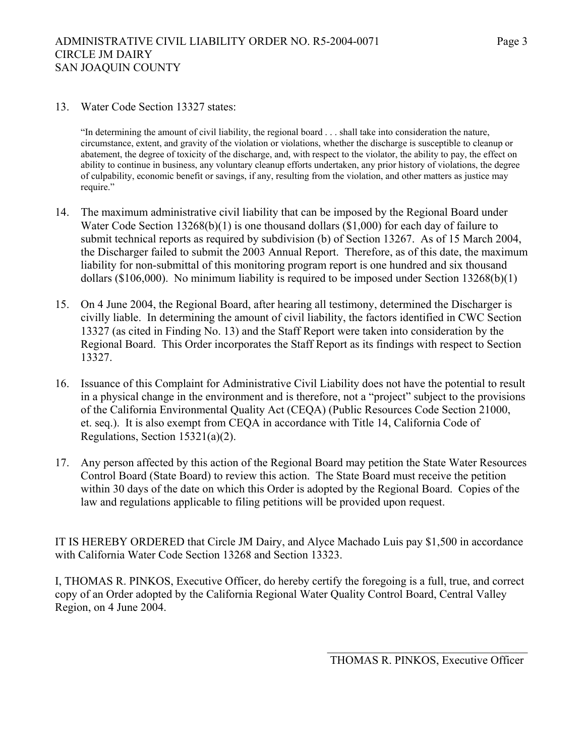13. Water Code Section 13327 states:

    "In determining the amount of civil liability, the regional board . . . shall take into consideration the nature, circumstance, extent, and gravity of the violation or violations, whether the discharge is susceptible to cleanup or abatement, the degree of toxicity of the discharge, and, with respect to the violator, the ability to pay, the effect on ability to continue in business, any voluntary cleanup efforts undertaken, any prior history of violations, the degree of culpability, economic benefit or savings, if any, resulting from the violation, and other matters as justice may require."

14. The maximum administrative civil liability that can be imposed by the Regional Board under Water Code Section 13268(b)(1) is one thousand dollars ($1,000) for each day of failure to submit technical reports as required by subdivision (b) of Section 13267. As of 15 March 2004, the Discharger failed to submit the 2003 Annual Report. Therefore, as of this date, the maximum liability for non-submittal of this monitoring program report is one hundred and six thousand dollars ($106,000). No minimum liability is required to be imposed under Section 13268(b)(1)

15. On 4 June 2004, the Regional Board, after hearing all testimony, determined the Discharger is civilly liable. In determining the amount of civil liability, the factors identified in CWC Section 13327 (as cited in Finding No. 13) and the Staff Report were taken into consideration by the Regional Board. This Order incorporates the Staff Report as its findings with respect to Section 13327.

16. Issuance of this Complaint for Administrative Civil Liability does not have the potential to result in a physical change in the environment and is therefore, not a "project" subject to the provisions of the California Environmental Quality Act (CEQA) (Public Resources Code Section 21000, et. seq.). It is also exempt from CEQA in accordance with Title 14, California Code of Regulations, Section 15321(a)(2).

17. Any person affected by this action of the Regional Board may petition the State Water Resources Control Board (State Board) to review this action. The State Board must receive the petition within 30 days of the date on which this Order is adopted by the Regional Board. Copies of the law and regulations applicable to filing petitions will be provided upon request.

IT IS HEREBY ORDERED that Circle JM Dairy, and Alyce Machado Luis pay $1,500 in accordance with California Water Code Section 13268 and Section 13323.

I, THOMAS R. PINKOS, Executive Officer, do hereby certify the foregoing is a full, true, and correct copy of an Order adopted by the California Regional Water Quality Control Board, Central Valley Region, on 4 June 2004.

\_\_\_\_\_\_\_\_\_\_\_\_\_\_\_\_\_\_\_\_\_\_\_\_\_\_\_\_\_\_\_\_\_\_\_\_

THOMAS R. PINKOS, Executive Officer